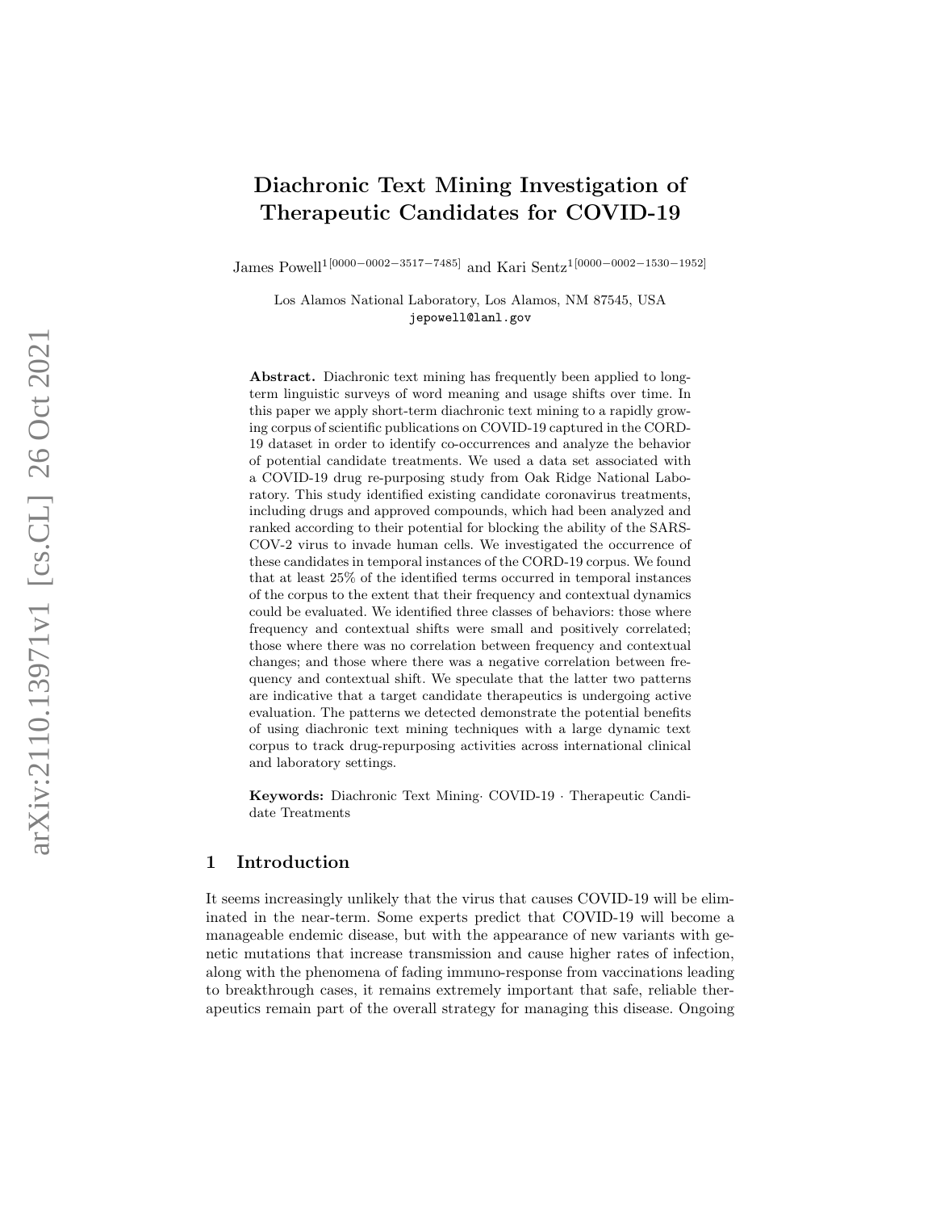# Diachronic Text Mining Investigation of Therapeutic Candidates for COVID-19

James Powell[1][0000−0002−3517−7485] and Kari Sentz[1][0000−0002−1530−1952]

Los Alamos National Laboratory, Los Alamos, NM 87545, USA
jepowell@lanl.gov

**Abstract.** Diachronic text mining has frequently been applied to long-term linguistic surveys of word meaning and usage shifts over time. In this paper we apply short-term diachronic text mining to a rapidly growing corpus of scientific publications on COVID-19 captured in the CORD-19 dataset in order to identify co-occurrences and analyze the behavior of potential candidate treatments. We used a data set associated with a COVID-19 drug re-purposing study from Oak Ridge National Laboratory. This study identified existing candidate coronavirus treatments, including drugs and approved compounds, which had been analyzed and ranked according to their potential for blocking the ability of the SARS-COV-2 virus to invade human cells. We investigated the occurrence of these candidates in temporal instances of the CORD-19 corpus. We found that at least 25% of the identified terms occurred in temporal instances of the corpus to the extent that their frequency and contextual dynamics could be evaluated. We identified three classes of behaviors: those where frequency and contextual shifts were small and positively correlated; those where there was no correlation between frequency and contextual changes; and those where there was a negative correlation between frequency and contextual shift. We speculate that the latter two patterns are indicative that a target candidate therapeutics is undergoing active evaluation. The patterns we detected demonstrate the potential benefits of using diachronic text mining techniques with a large dynamic text corpus to track drug-repurposing activities across international clinical and laboratory settings.

**Keywords:** Diachronic Text Mining· COVID-19 · Therapeutic Candidate Treatments

## 1 Introduction

It seems increasingly unlikely that the virus that causes COVID-19 will be eliminated in the near-term. Some experts predict that COVID-19 will become a manageable endemic disease, but with the appearance of new variants with genetic mutations that increase transmission and cause higher rates of infection, along with the phenomena of fading immuno-response from vaccinations leading to breakthrough cases, it remains extremely important that safe, reliable therapeutics remain part of the overall strategy for managing this disease. Ongoing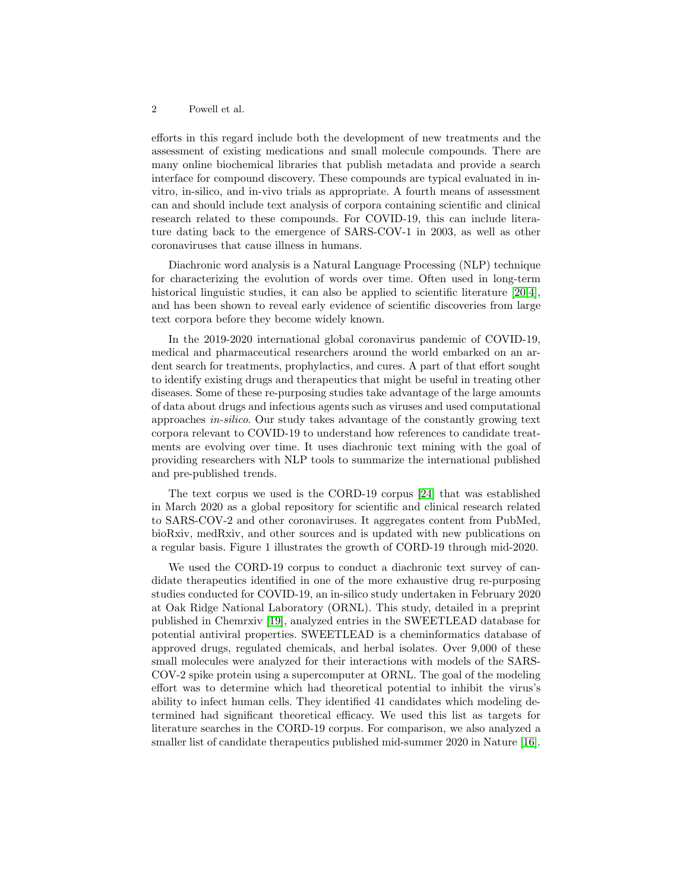efforts in this regard include both the development of new treatments and the assessment of existing medications and small molecule compounds. There are many online biochemical libraries that publish metadata and provide a search interface for compound discovery. These compounds are typical evaluated in in-vitro, in-silico, and in-vivo trials as appropriate. A fourth means of assessment can and should include text analysis of corpora containing scientific and clinical research related to these compounds. For COVID-19, this can include literature dating back to the emergence of SARS-COV-1 in 2003, as well as other coronaviruses that cause illness in humans.

Diachronic word analysis is a Natural Language Processing (NLP) technique for characterizing the evolution of words over time. Often used in long-term historical linguistic studies, it can also be applied to scientific literature [20,4], and has been shown to reveal early evidence of scientific discoveries from large text corpora before they become widely known.

In the 2019-2020 international global coronavirus pandemic of COVID-19, medical and pharmaceutical researchers around the world embarked on an ardent search for treatments, prophylactics, and cures. A part of that effort sought to identify existing drugs and therapeutics that might be useful in treating other diseases. Some of these re-purposing studies take advantage of the large amounts of data about drugs and infectious agents such as viruses and used computational approaches *in-silico*. Our study takes advantage of the constantly growing text corpora relevant to COVID-19 to understand how references to candidate treatments are evolving over time. It uses diachronic text mining with the goal of providing researchers with NLP tools to summarize the international published and pre-published trends.

The text corpus we used is the CORD-19 corpus [24] that was established in March 2020 as a global repository for scientific and clinical research related to SARS-COV-2 and other coronaviruses. It aggregates content from PubMed, bioRxiv, medRxiv, and other sources and is updated with new publications on a regular basis. Figure 1 illustrates the growth of CORD-19 through mid-2020.

We used the CORD-19 corpus to conduct a diachronic text survey of candidate therapeutics identified in one of the more exhaustive drug re-purposing studies conducted for COVID-19, an in-silico study undertaken in February 2020 at Oak Ridge National Laboratory (ORNL). This study, detailed in a preprint published in Chemrxiv [19], analyzed entries in the SWEETLEAD database for potential antiviral properties. SWEETLEAD is a cheminformatics database of approved drugs, regulated chemicals, and herbal isolates. Over 9,000 of these small molecules were analyzed for their interactions with models of the SARS-COV-2 spike protein using a supercomputer at ORNL. The goal of the modeling effort was to determine which had theoretical potential to inhibit the virus's ability to infect human cells. They identified 41 candidates which modeling determined had significant theoretical efficacy. We used this list as targets for literature searches in the CORD-19 corpus. For comparison, we also analyzed a smaller list of candidate therapeutics published mid-summer 2020 in Nature [16].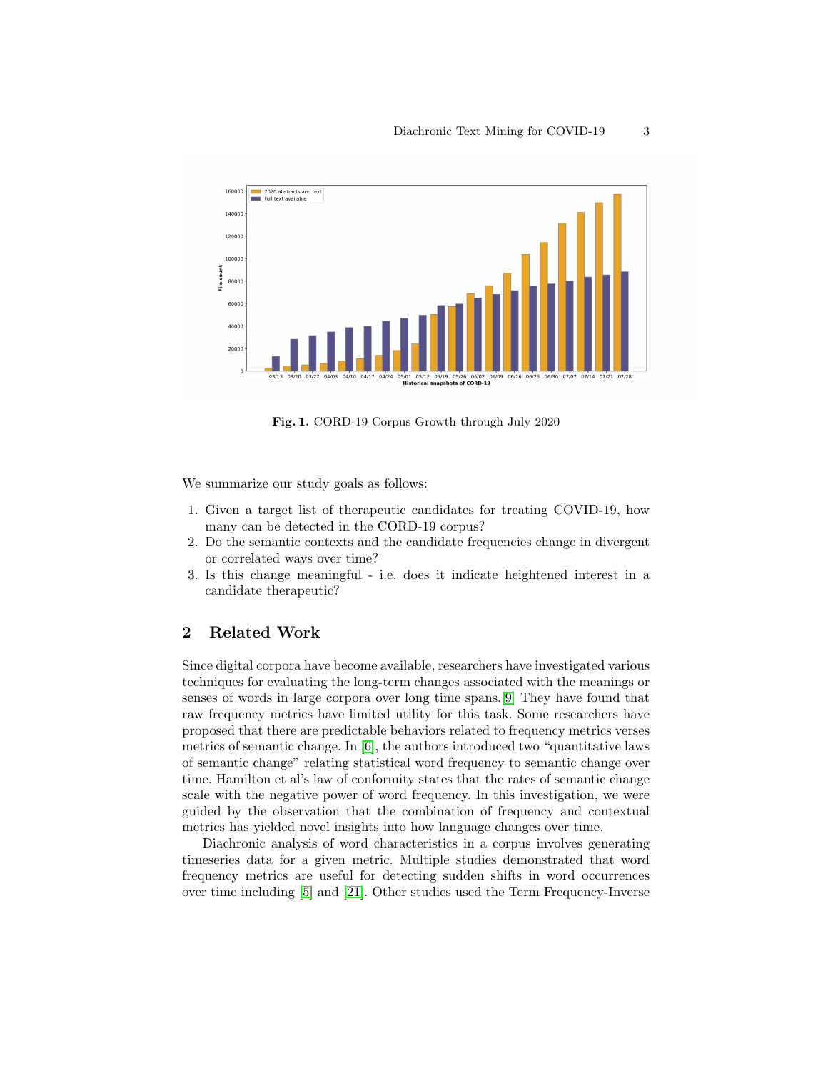Fig. 1. CORD-19 Corpus Growth through July 2020

We summarize our study goals as follows:

1. Given a target list of therapeutic candidates for treating COVID-19, how many can be detected in the CORD-19 corpus?
2. Do the semantic contexts and the candidate frequencies change in divergent or correlated ways over time?
3. Is this change meaningful - i.e. does it indicate heightened interest in a candidate therapeutic?

## 2 Related Work

Since digital corpora have become available, researchers have investigated various techniques for evaluating the long-term changes associated with the meanings or senses of words in large corpora over long time spans.[9] They have found that raw frequency metrics have limited utility for this task. Some researchers have proposed that there are predictable behaviors related to frequency metrics verses metrics of semantic change. In [6], the authors introduced two "quantitative laws of semantic change" relating statistical word frequency to semantic change over time. Hamilton et al's law of conformity states that the rates of semantic change scale with the negative power of word frequency. In this investigation, we were guided by the observation that the combination of frequency and contextual metrics has yielded novel insights into how language changes over time.

Diachronic analysis of word characteristics in a corpus involves generating timeseries data for a given metric. Multiple studies demonstrated that word frequency metrics are useful for detecting sudden shifts in word occurrences over time including [5] and [21]. Other studies used the Term Frequency-Inverse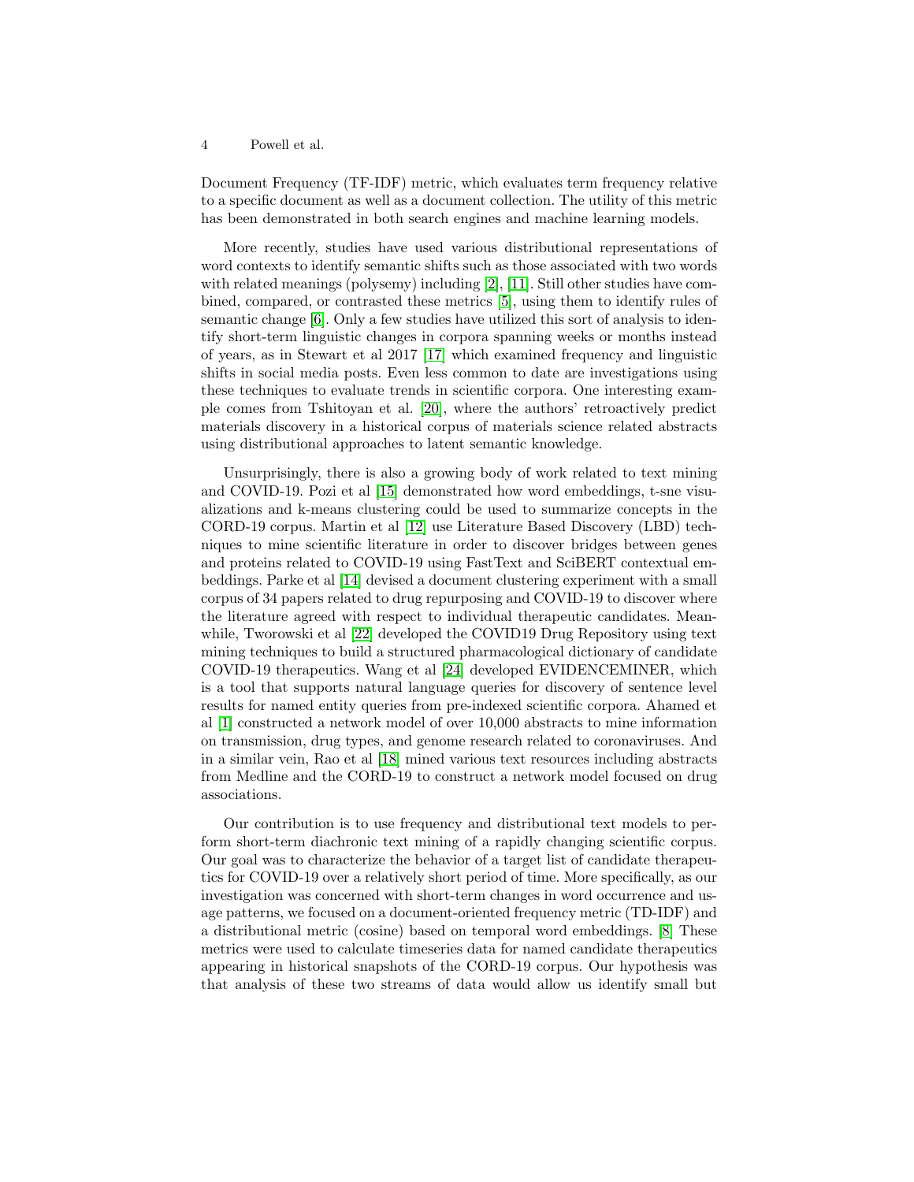Document Frequency (TF-IDF) metric, which evaluates term frequency relative to a specific document as well as a document collection. The utility of this metric has been demonstrated in both search engines and machine learning models.

More recently, studies have used various distributional representations of word contexts to identify semantic shifts such as those associated with two words with related meanings (polysemy) including [2], [11]. Still other studies have combined, compared, or contrasted these metrics [5], using them to identify rules of semantic change [6]. Only a few studies have utilized this sort of analysis to identify short-term linguistic changes in corpora spanning weeks or months instead of years, as in Stewart et al 2017 [17] which examined frequency and linguistic shifts in social media posts. Even less common to date are investigations using these techniques to evaluate trends in scientific corpora. One interesting example comes from Tshitoyan et al. [20], where the authors' retroactively predict materials discovery in a historical corpus of materials science related abstracts using distributional approaches to latent semantic knowledge.

Unsurprisingly, there is also a growing body of work related to text mining and COVID-19. Pozi et al [15] demonstrated how word embeddings, t-sne visualizations and k-means clustering could be used to summarize concepts in the CORD-19 corpus. Martin et al [12] use Literature Based Discovery (LBD) techniques to mine scientific literature in order to discover bridges between genes and proteins related to COVID-19 using FastText and SciBERT contextual embeddings. Parke et al [14] devised a document clustering experiment with a small corpus of 34 papers related to drug repurposing and COVID-19 to discover where the literature agreed with respect to individual therapeutic candidates. Meanwhile, Tworowski et al [22] developed the COVID19 Drug Repository using text mining techniques to build a structured pharmacological dictionary of candidate COVID-19 therapeutics. Wang et al [24] developed EVIDENCEMINER, which is a tool that supports natural language queries for discovery of sentence level results for named entity queries from pre-indexed scientific corpora. Ahamed et al [1] constructed a network model of over 10,000 abstracts to mine information on transmission, drug types, and genome research related to coronaviruses. And in a similar vein, Rao et al [18] mined various text resources including abstracts from Medline and the CORD-19 to construct a network model focused on drug associations.

Our contribution is to use frequency and distributional text models to perform short-term diachronic text mining of a rapidly changing scientific corpus. Our goal was to characterize the behavior of a target list of candidate therapeutics for COVID-19 over a relatively short period of time. More specifically, as our investigation was concerned with short-term changes in word occurrence and usage patterns, we focused on a document-oriented frequency metric (TD-IDF) and a distributional metric (cosine) based on temporal word embeddings. [8] These metrics were used to calculate timeseries data for named candidate therapeutics appearing in historical snapshots of the CORD-19 corpus. Our hypothesis was that analysis of these two streams of data would allow us identify small but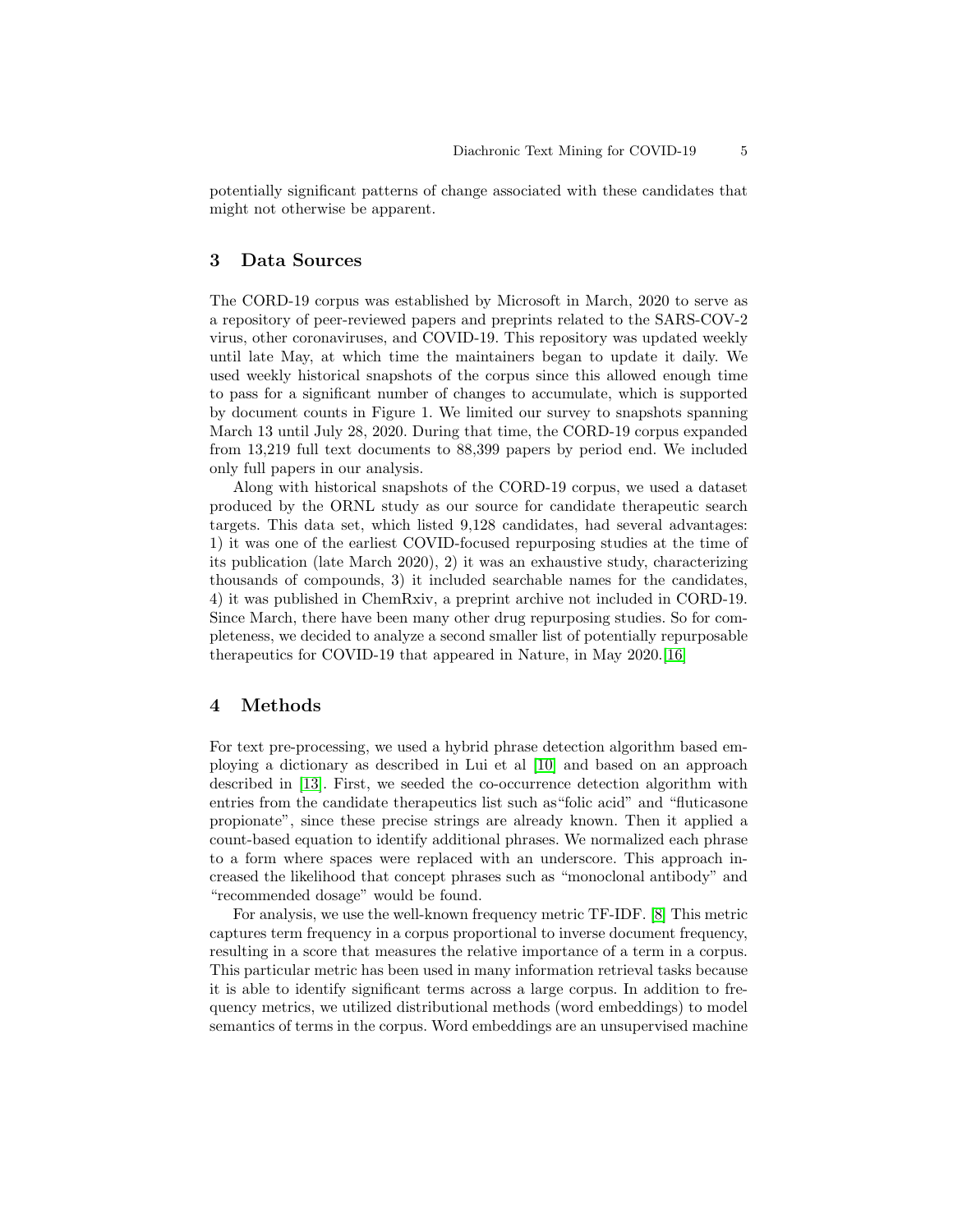potentially significant patterns of change associated with these candidates that might not otherwise be apparent.

## 3 Data Sources

The CORD-19 corpus was established by Microsoft in March, 2020 to serve as a repository of peer-reviewed papers and preprints related to the SARS-COV-2 virus, other coronaviruses, and COVID-19. This repository was updated weekly until late May, at which time the maintainers began to update it daily. We used weekly historical snapshots of the corpus since this allowed enough time to pass for a significant number of changes to accumulate, which is supported by document counts in Figure 1. We limited our survey to snapshots spanning March 13 until July 28, 2020. During that time, the CORD-19 corpus expanded from 13,219 full text documents to 88,399 papers by period end. We included only full papers in our analysis.

Along with historical snapshots of the CORD-19 corpus, we used a dataset produced by the ORNL study as our source for candidate therapeutic search targets. This data set, which listed 9,128 candidates, had several advantages: 1) it was one of the earliest COVID-focused repurposing studies at the time of its publication (late March 2020), 2) it was an exhaustive study, characterizing thousands of compounds, 3) it included searchable names for the candidates, 4) it was published in ChemRxiv, a preprint archive not included in CORD-19. Since March, there have been many other drug repurposing studies. So for completeness, we decided to analyze a second smaller list of potentially repurposable therapeutics for COVID-19 that appeared in Nature, in May 2020.[16]

## 4 Methods

For text pre-processing, we used a hybrid phrase detection algorithm based employing a dictionary as described in Lui et al [10] and based on an approach described in [13]. First, we seeded the co-occurrence detection algorithm with entries from the candidate therapeutics list such as"folic acid" and "fluticasone propionate", since these precise strings are already known. Then it applied a count-based equation to identify additional phrases. We normalized each phrase to a form where spaces were replaced with an underscore. This approach increased the likelihood that concept phrases such as "monoclonal antibody" and "recommended dosage" would be found.

For analysis, we use the well-known frequency metric TF-IDF. [8] This metric captures term frequency in a corpus proportional to inverse document frequency, resulting in a score that measures the relative importance of a term in a corpus. This particular metric has been used in many information retrieval tasks because it is able to identify significant terms across a large corpus. In addition to frequency metrics, we utilized distributional methods (word embeddings) to model semantics of terms in the corpus. Word embeddings are an unsupervised machine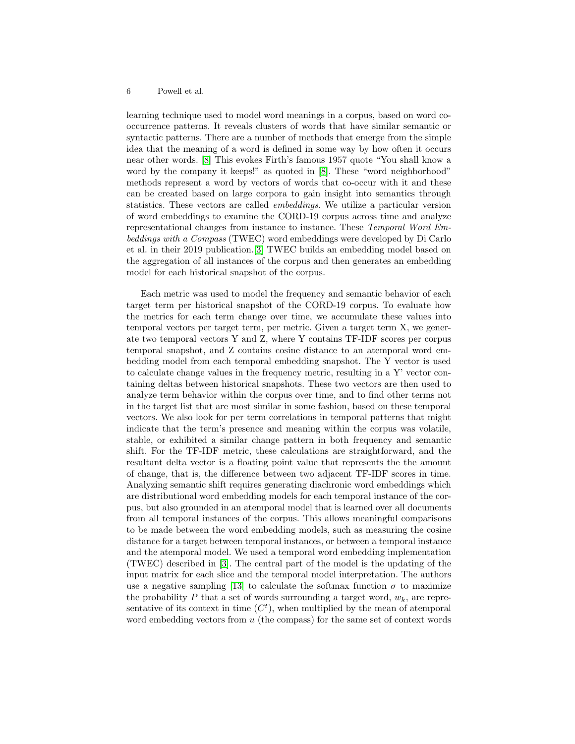learning technique used to model word meanings in a corpus, based on word co-occurrence patterns. It reveals clusters of words that have similar semantic or syntactic patterns. There are a number of methods that emerge from the simple idea that the meaning of a word is defined in some way by how often it occurs near other words. [8] This evokes Firth's famous 1957 quote "You shall know a word by the company it keeps!" as quoted in [8]. These "word neighborhood" methods represent a word by vectors of words that co-occur with it and these can be created based on large corpora to gain insight into semantics through statistics. These vectors are called *embeddings*. We utilize a particular version of word embeddings to examine the CORD-19 corpus across time and analyze representational changes from instance to instance. These *Temporal Word Embeddings with a Compass* (TWEC) word embeddings were developed by Di Carlo et al. in their 2019 publication.[3] TWEC builds an embedding model based on the aggregation of all instances of the corpus and then generates an embedding model for each historical snapshot of the corpus.

Each metric was used to model the frequency and semantic behavior of each target term per historical snapshot of the CORD-19 corpus. To evaluate how the metrics for each term change over time, we accumulate these values into temporal vectors per target term, per metric. Given a target term X, we generate two temporal vectors Y and Z, where Y contains TF-IDF scores per corpus temporal snapshot, and Z contains cosine distance to an atemporal word embedding model from each temporal embedding snapshot. The Y vector is used to calculate change values in the frequency metric, resulting in a Y' vector containing deltas between historical snapshots. These two vectors are then used to analyze term behavior within the corpus over time, and to find other terms not in the target list that are most similar in some fashion, based on these temporal vectors. We also look for per term correlations in temporal patterns that might indicate that the term's presence and meaning within the corpus was volatile, stable, or exhibited a similar change pattern in both frequency and semantic shift. For the TF-IDF metric, these calculations are straightforward, and the resultant delta vector is a floating point value that represents the the amount of change, that is, the difference between two adjacent TF-IDF scores in time. Analyzing semantic shift requires generating diachronic word embeddings which are distributional word embedding models for each temporal instance of the corpus, but also grounded in an atemporal model that is learned over all documents from all temporal instances of the corpus. This allows meaningful comparisons to be made between the word embedding models, such as measuring the cosine distance for a target between temporal instances, or between a temporal instance and the atemporal model. We used a temporal word embedding implementation (TWEC) described in [3]. The central part of the model is the updating of the input matrix for each slice and the temporal model interpretation. The authors use a negative sampling [13] to calculate the softmax function $\sigma$ to maximize the probability $P$ that a set of words surrounding a target word, $w_k$, are representative of its context in time ($C^t$), when multiplied by the mean of atemporal word embedding vectors from $u$ (the compass) for the same set of context words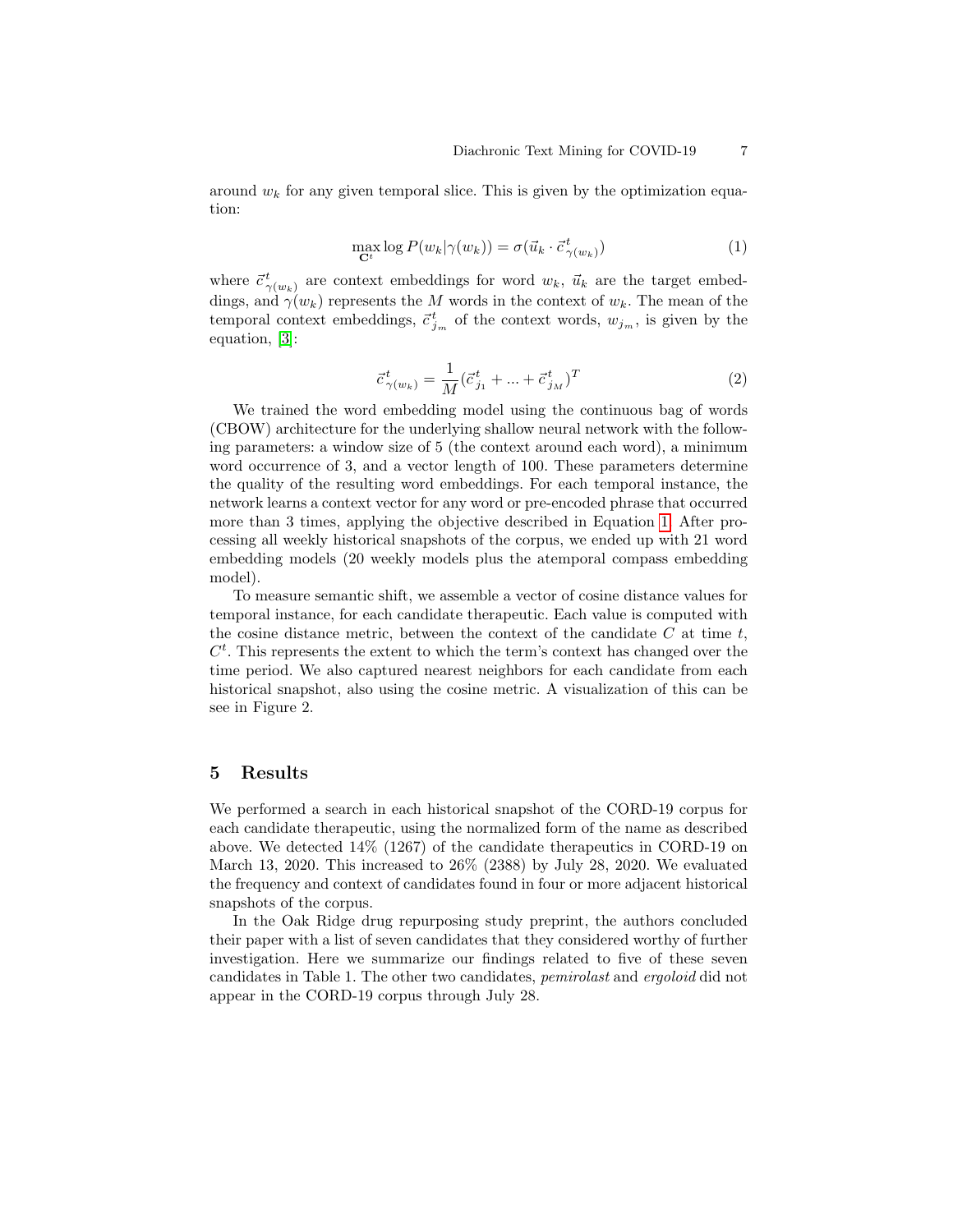around $w_k$ for any given temporal slice. This is given by the optimization equation:

$$\max_{\mathbf{C}^t} \log P(w_k|\gamma(w_k)) = \sigma(\vec{u}_k \cdot \vec{c}^{\,t}_{\gamma(w_k)}) \tag{1}$$

where $\vec{c}^{\,t}_{\gamma(w_k)}$ are context embeddings for word $w_k$, $\vec{u}_k$ are the target embeddings, and $\gamma(w_k)$ represents the $M$ words in the context of $w_k$. The mean of the temporal context embeddings, $\vec{c}^{\,t}_{j_m}$ of the context words, $w_{j_m}$, is given by the equation, [3]:

$$\vec{c}^{\,t}_{\gamma(w_k)} = \frac{1}{M}(\vec{c}^{\,t}_{j_1} + ... + \vec{c}^{\,t}_{j_M})^T \tag{2}$$

We trained the word embedding model using the continuous bag of words (CBOW) architecture for the underlying shallow neural network with the following parameters: a window size of 5 (the context around each word), a minimum word occurrence of 3, and a vector length of 100. These parameters determine the quality of the resulting word embeddings. For each temporal instance, the network learns a context vector for any word or pre-encoded phrase that occurred more than 3 times, applying the objective described in Equation 1. After processing all weekly historical snapshots of the corpus, we ended up with 21 word embedding models (20 weekly models plus the atemporal compass embedding model).

To measure semantic shift, we assemble a vector of cosine distance values for temporal instance, for each candidate therapeutic. Each value is computed with the cosine distance metric, between the context of the candidate $C$ at time $t$, $C^t$. This represents the extent to which the term's context has changed over the time period. We also captured nearest neighbors for each candidate from each historical snapshot, also using the cosine metric. A visualization of this can be see in Figure 2.

## 5 Results

We performed a search in each historical snapshot of the CORD-19 corpus for each candidate therapeutic, using the normalized form of the name as described above. We detected 14% (1267) of the candidate therapeutics in CORD-19 on March 13, 2020. This increased to 26% (2388) by July 28, 2020. We evaluated the frequency and context of candidates found in four or more adjacent historical snapshots of the corpus.

In the Oak Ridge drug repurposing study preprint, the authors concluded their paper with a list of seven candidates that they considered worthy of further investigation. Here we summarize our findings related to five of these seven candidates in Table 1. The other two candidates, *pemirolast* and *ergoloid* did not appear in the CORD-19 corpus through July 28.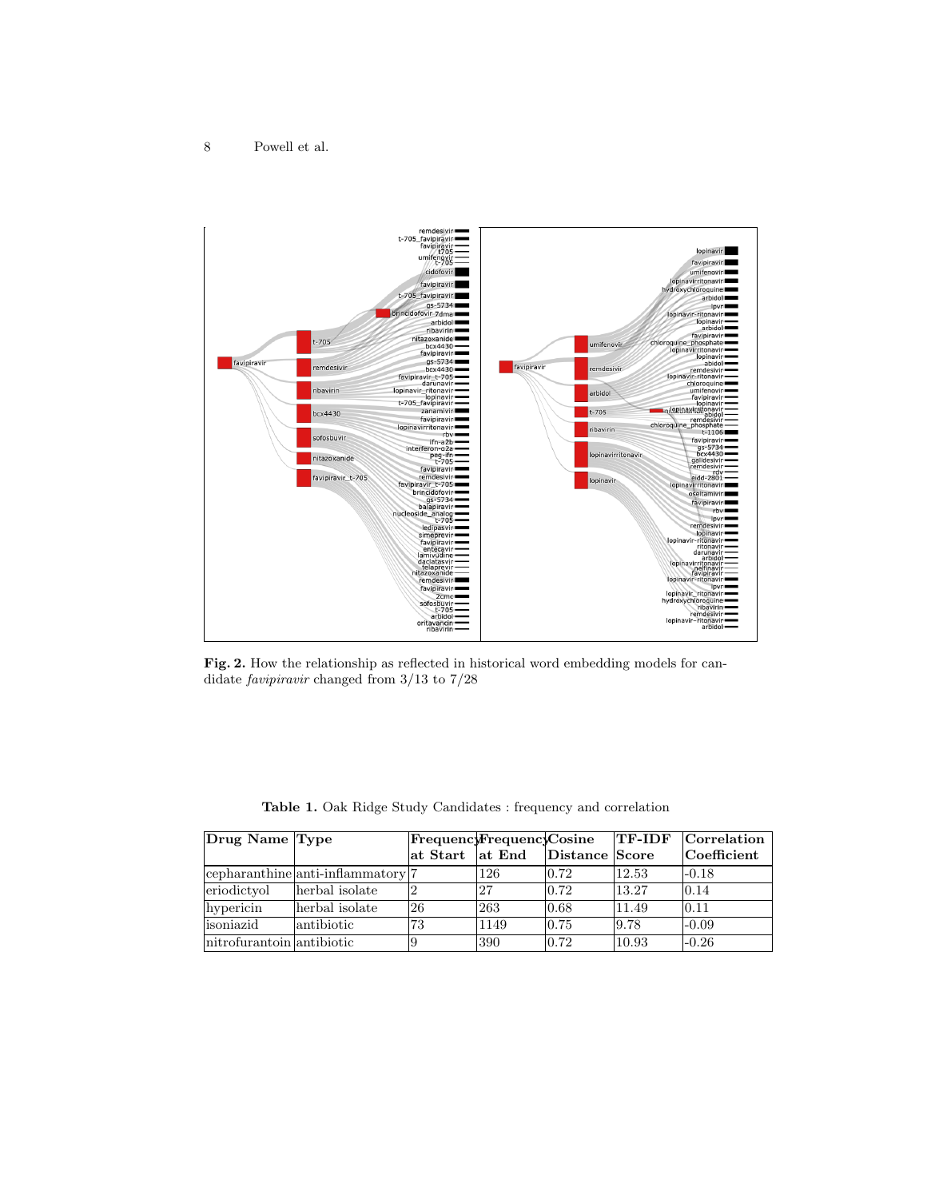**Fig. 2.** How the relationship as reflected in historical word embedding models for candidate *favipiravir* changed from 3/13 to 7/28

**Table 1.** Oak Ridge Study Candidates : frequency and correlation

| Drug Name | Type | Frequency at Start | Frequency at End | Cosine Distance | TF-IDF Score | Correlation Coefficient |
|---|---|---|---|---|---|---|
| cepharanthine | anti-inflammatory | 7 | 126 | 0.72 | 12.53 | -0.18 |
| eriodictyol | herbal isolate | 2 | 27 | 0.72 | 13.27 | 0.14 |
| hypericin | herbal isolate | 26 | 263 | 0.68 | 11.49 | 0.11 |
| isoniazid | antibiotic | 73 | 1149 | 0.75 | 9.78 | -0.09 |
| nitrofurantoin | antibiotic | 9 | 390 | 0.72 | 10.93 | -0.26 |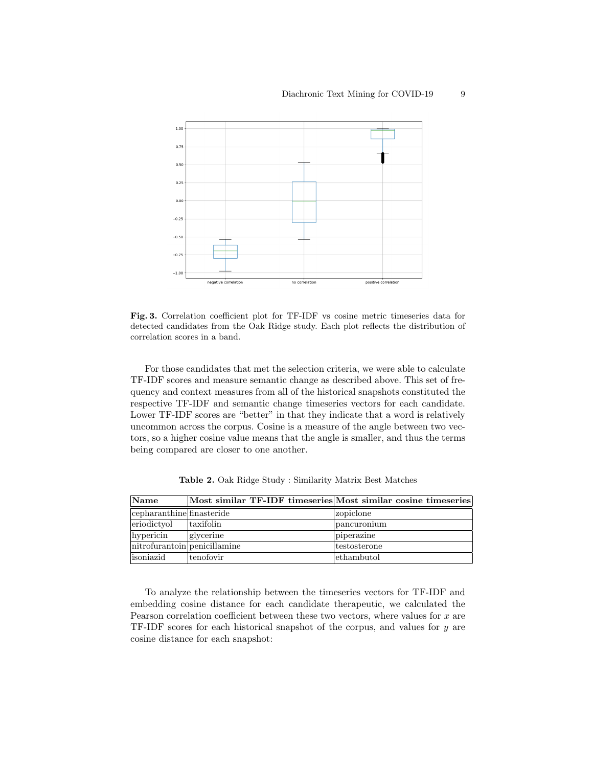**Fig. 3.** Correlation coefficient plot for TF-IDF vs cosine metric timeseries data for detected candidates from the Oak Ridge study. Each plot reflects the distribution of correlation scores in a band.

For those candidates that met the selection criteria, we were able to calculate TF-IDF scores and measure semantic change as described above. This set of frequency and context measures from all of the historical snapshots constituted the respective TF-IDF and semantic change timeseries vectors for each candidate. Lower TF-IDF scores are "better" in that they indicate that a word is relatively uncommon across the corpus. Cosine is a measure of the angle between two vectors, so a higher cosine value means that the angle is smaller, and thus the terms being compared are closer to one another.

**Table 2.** Oak Ridge Study : Similarity Matrix Best Matches

| Name | Most similar TF-IDF timeseries | Most similar cosine timeseries |
|---|---|---|
| cepharanthine | finasteride | zopiclone |
| eriodictyol | taxifolin | pancuronium |
| hypericin | glycerine | piperazine |
| nitrofurantoin | penicillamine | testosterone |
| isoniazid | tenofovir | ethambutol |

To analyze the relationship between the timeseries vectors for TF-IDF and embedding cosine distance for each candidate therapeutic, we calculated the Pearson correlation coefficient between these two vectors, where values for $x$ are TF-IDF scores for each historical snapshot of the corpus, and values for $y$ are cosine distance for each snapshot: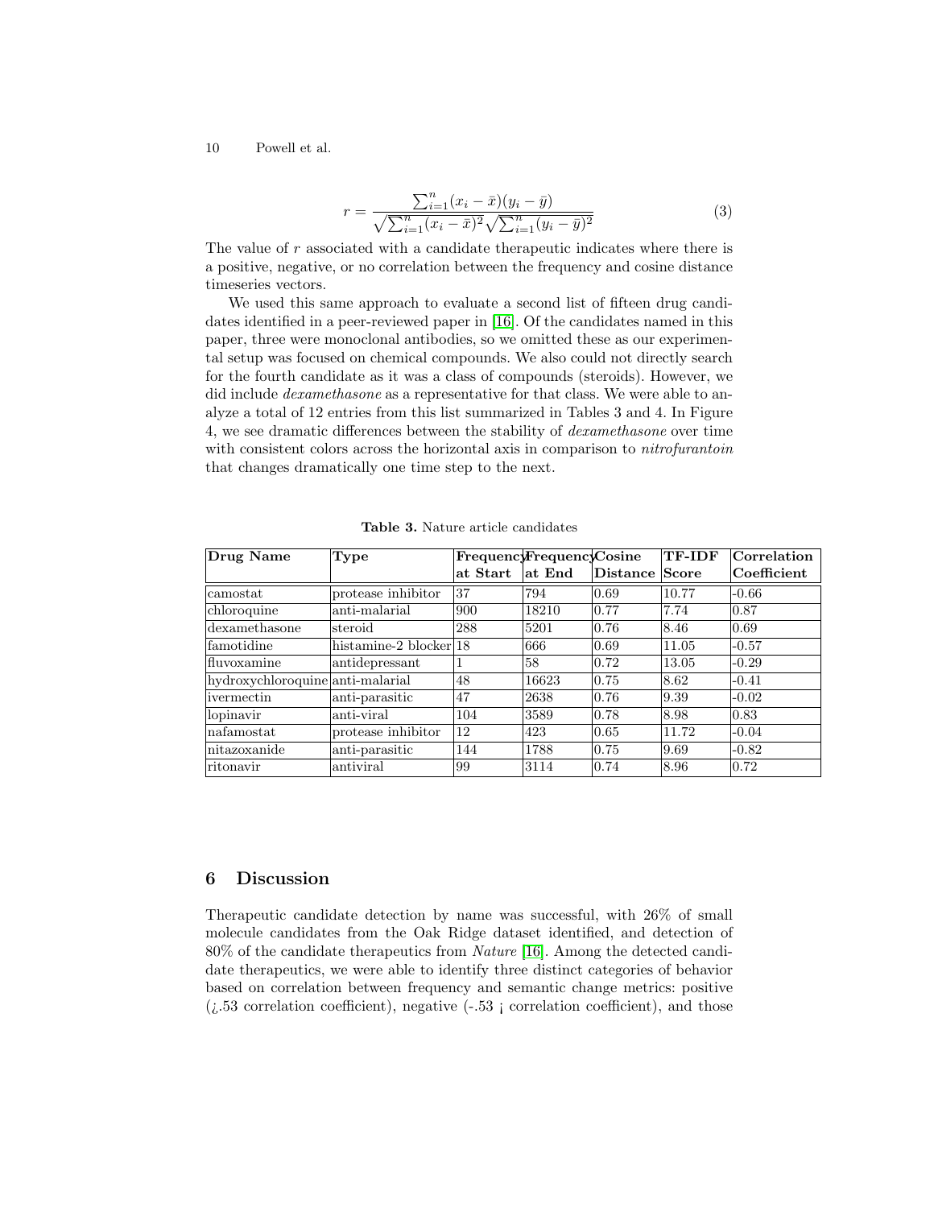$$r = \frac{\sum_{i=1}^{n}(x_i - \bar{x})(y_i - \bar{y})}{\sqrt{\sum_{i=1}^{n}(x_i - \bar{x})^2}\sqrt{\sum_{i=1}^{n}(y_i - \bar{y})^2}} \tag{3}$$

The value of $r$ associated with a candidate therapeutic indicates where there is a positive, negative, or no correlation between the frequency and cosine distance timeseries vectors.

We used this same approach to evaluate a second list of fifteen drug candidates identified in a peer-reviewed paper in [16]. Of the candidates named in this paper, three were monoclonal antibodies, so we omitted these as our experimental setup was focused on chemical compounds. We also could not directly search for the fourth candidate as it was a class of compounds (steroids). However, we did include *dexamethasone* as a representative for that class. We were able to analyze a total of 12 entries from this list summarized in Tables 3 and 4. In Figure 4, we see dramatic differences between the stability of *dexamethasone* over time with consistent colors across the horizontal axis in comparison to *nitrofurantoin* that changes dramatically one time step to the next.

**Table 3.** Nature article candidates

| Drug Name | Type | Frequency at Start | Frequency at End | Cosine Distance | TF-IDF Score | Correlation Coefficient |
|---|---|---|---|---|---|---|
| camostat | protease inhibitor | 37 | 794 | 0.69 | 10.77 | -0.66 |
| chloroquine | anti-malarial | 900 | 18210 | 0.77 | 7.74 | 0.87 |
| dexamethasone | steroid | 288 | 5201 | 0.76 | 8.46 | 0.69 |
| famotidine | histamine-2 blocker | 18 | 666 | 0.69 | 11.05 | -0.57 |
| fluvoxamine | antidepressant | 1 | 58 | 0.72 | 13.05 | -0.29 |
| hydroxychloroquine | anti-malarial | 48 | 16623 | 0.75 | 8.62 | -0.41 |
| ivermectin | anti-parasitic | 47 | 2638 | 0.76 | 9.39 | -0.02 |
| lopinavir | anti-viral | 104 | 3589 | 0.78 | 8.98 | 0.83 |
| nafamostat | protease inhibitor | 12 | 423 | 0.65 | 11.72 | -0.04 |
| nitazoxanide | anti-parasitic | 144 | 1788 | 0.75 | 9.69 | -0.82 |
| ritonavir | antiviral | 99 | 3114 | 0.74 | 8.96 | 0.72 |

## 6 Discussion

Therapeutic candidate detection by name was successful, with 26% of small molecule candidates from the Oak Ridge dataset identified, and detection of 80% of the candidate therapeutics from *Nature* [16]. Among the detected candidate therapeutics, we were able to identify three distinct categories of behavior based on correlation between frequency and semantic change metrics: positive (¿.53 correlation coefficient), negative (-.53 ¡ correlation coefficient), and those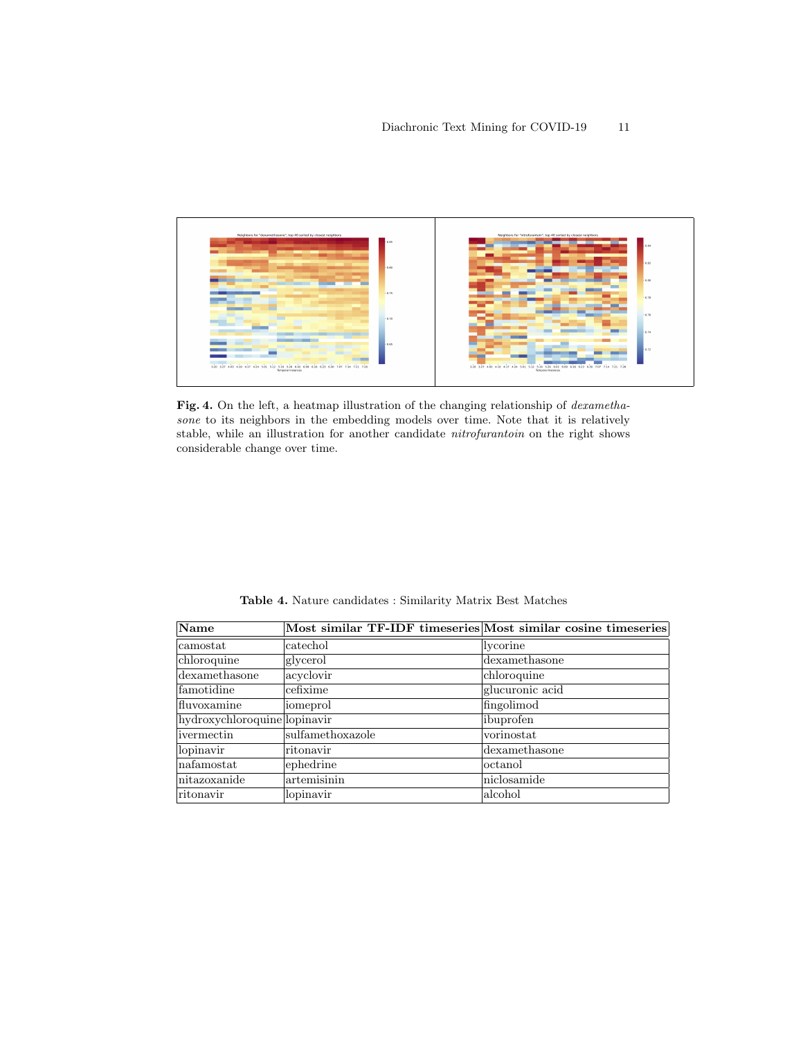**Fig. 4.** On the left, a heatmap illustration of the changing relationship of *dexamethasone* to its neighbors in the embedding models over time. Note that it is relatively stable, while an illustration for another candidate *nitrofurantoin* on the right shows considerable change over time.

**Table 4.** Nature candidates : Similarity Matrix Best Matches

| Name | Most similar TF-IDF timeseries | Most similar cosine timeseries |
|---|---|---|
| camostat | catechol | lycorine |
| chloroquine | glycerol | dexamethasone |
| dexamethasone | acyclovir | chloroquine |
| famotidine | cefixime | glucuronic acid |
| fluvoxamine | iomeprol | fingolimod |
| hydroxychloroquine | lopinavir | ibuprofen |
| ivermectin | sulfamethoxazole | vorinostat |
| lopinavir | ritonavir | dexamethasone |
| nafamostat | ephedrine | octanol |
| nitazoxanide | artemisinin | niclosamide |
| ritonavir | lopinavir | alcohol |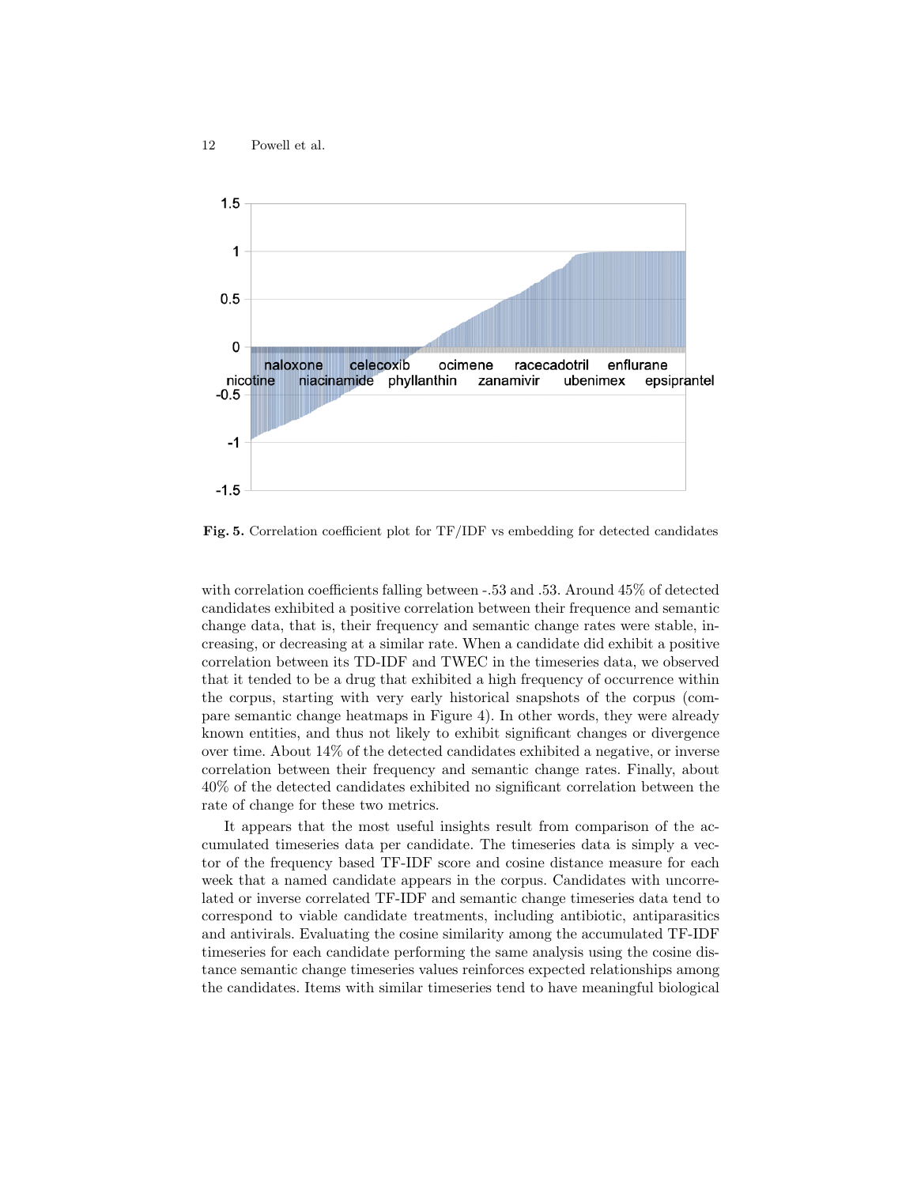**Fig. 5.** Correlation coefficient plot for TF/IDF vs embedding for detected candidates

with correlation coefficients falling between -.53 and .53. Around 45% of detected candidates exhibited a positive correlation between their frequence and semantic change data, that is, their frequency and semantic change rates were stable, increasing, or decreasing at a similar rate. When a candidate did exhibit a positive correlation between its TD-IDF and TWEC in the timeseries data, we observed that it tended to be a drug that exhibited a high frequency of occurrence within the corpus, starting with very early historical snapshots of the corpus (compare semantic change heatmaps in Figure 4). In other words, they were already known entities, and thus not likely to exhibit significant changes or divergence over time. About 14% of the detected candidates exhibited a negative, or inverse correlation between their frequency and semantic change rates. Finally, about 40% of the detected candidates exhibited no significant correlation between the rate of change for these two metrics.

It appears that the most useful insights result from comparison of the accumulated timeseries data per candidate. The timeseries data is simply a vector of the frequency based TF-IDF score and cosine distance measure for each week that a named candidate appears in the corpus. Candidates with uncorrelated or inverse correlated TF-IDF and semantic change timeseries data tend to correspond to viable candidate treatments, including antibiotic, antiparasitics and antivirals. Evaluating the cosine similarity among the accumulated TF-IDF timeseries for each candidate performing the same analysis using the cosine distance semantic change timeseries values reinforces expected relationships among the candidates. Items with similar timeseries tend to have meaningful biological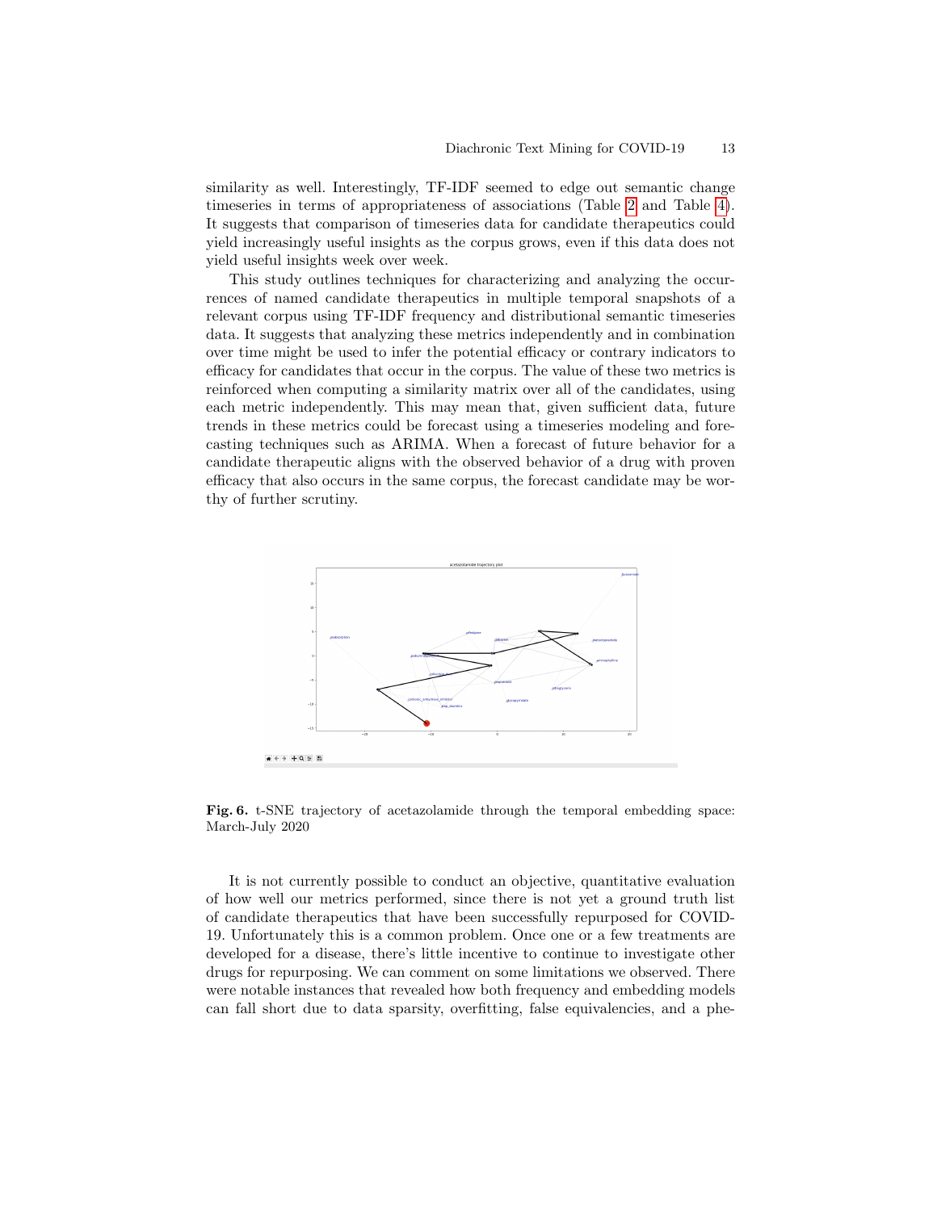similarity as well. Interestingly, TF-IDF seemed to edge out semantic change timeseries in terms of appropriateness of associations (Table 2 and Table 4). It suggests that comparison of timeseries data for candidate therapeutics could yield increasingly useful insights as the corpus grows, even if this data does not yield useful insights week over week.

This study outlines techniques for characterizing and analyzing the occurrences of named candidate therapeutics in multiple temporal snapshots of a relevant corpus using TF-IDF frequency and distributional semantic timeseries data. It suggests that analyzing these metrics independently and in combination over time might be used to infer the potential efficacy or contrary indicators to efficacy for candidates that occur in the corpus. The value of these two metrics is reinforced when computing a similarity matrix over all of the candidates, using each metric independently. This may mean that, given sufficient data, future trends in these metrics could be forecast using a timeseries modeling and forecasting techniques such as ARIMA. When a forecast of future behavior for a candidate therapeutic aligns with the observed behavior of a drug with proven efficacy that also occurs in the same corpus, the forecast candidate may be worthy of further scrutiny.

**Fig. 6.** t-SNE trajectory of acetazolamide through the temporal embedding space: March-July 2020

It is not currently possible to conduct an objective, quantitative evaluation of how well our metrics performed, since there is not yet a ground truth list of candidate therapeutics that have been successfully repurposed for COVID-19. Unfortunately this is a common problem. Once one or a few treatments are developed for a disease, there's little incentive to continue to investigate other drugs for repurposing. We can comment on some limitations we observed. There were notable instances that revealed how both frequency and embedding models can fall short due to data sparsity, overfitting, false equivalencies, and a phe-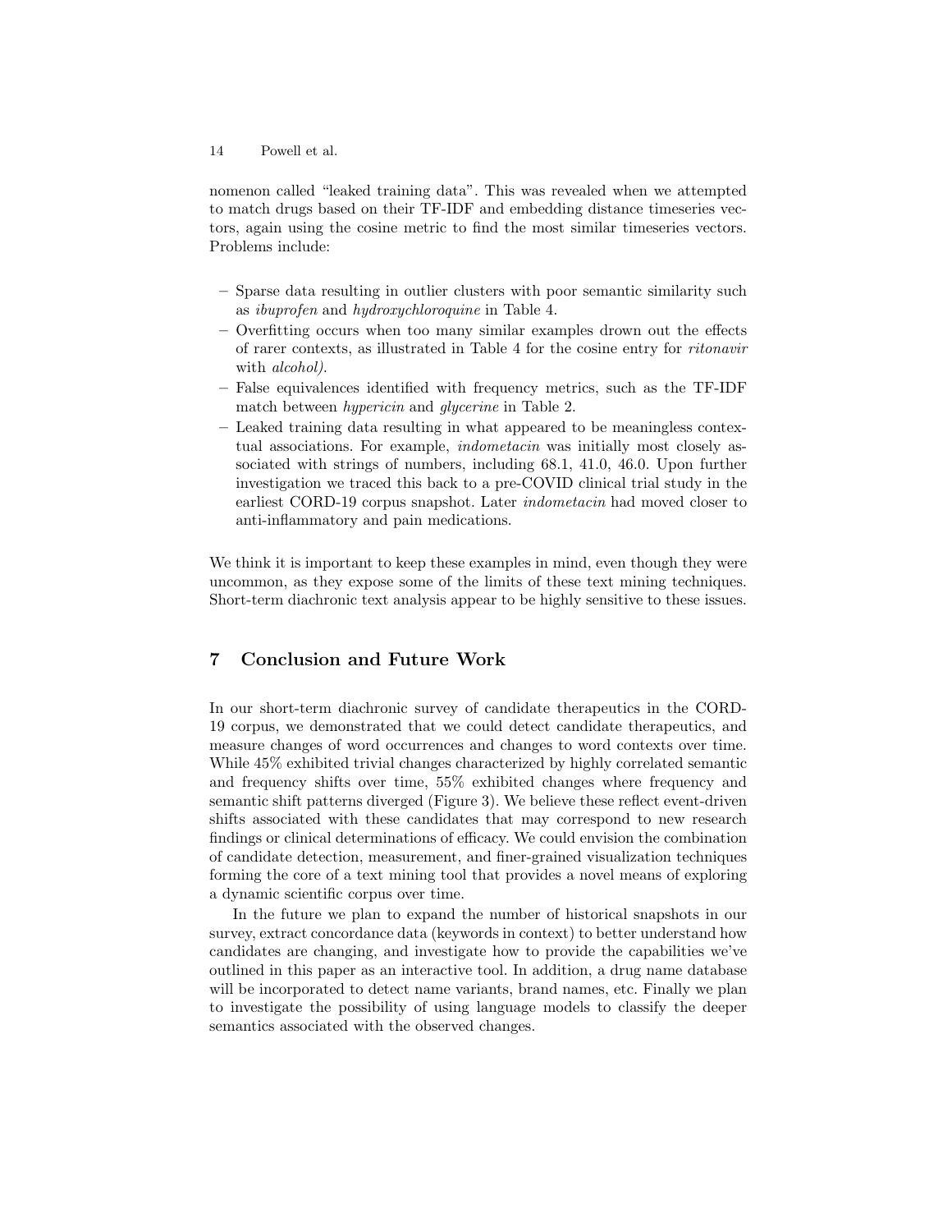nomenon called "leaked training data". This was revealed when we attempted to match drugs based on their TF-IDF and embedding distance timeseries vectors, again using the cosine metric to find the most similar timeseries vectors. Problems include:

- Sparse data resulting in outlier clusters with poor semantic similarity such as *ibuprofen* and *hydroxychloroquine* in Table 4.
- Overfitting occurs when too many similar examples drown out the effects of rarer contexts, as illustrated in Table 4 for the cosine entry for *ritonavir* with *alcohol).*
- False equivalences identified with frequency metrics, such as the TF-IDF match between *hypericin* and *glycerine* in Table 2.
- Leaked training data resulting in what appeared to be meaningless contextual associations. For example, *indometacin* was initially most closely associated with strings of numbers, including 68.1, 41.0, 46.0. Upon further investigation we traced this back to a pre-COVID clinical trial study in the earliest CORD-19 corpus snapshot. Later *indometacin* had moved closer to anti-inflammatory and pain medications.

We think it is important to keep these examples in mind, even though they were uncommon, as they expose some of the limits of these text mining techniques. Short-term diachronic text analysis appear to be highly sensitive to these issues.

## 7 Conclusion and Future Work

In our short-term diachronic survey of candidate therapeutics in the CORD-19 corpus, we demonstrated that we could detect candidate therapeutics, and measure changes of word occurrences and changes to word contexts over time. While 45% exhibited trivial changes characterized by highly correlated semantic and frequency shifts over time, 55% exhibited changes where frequency and semantic shift patterns diverged (Figure 3). We believe these reflect event-driven shifts associated with these candidates that may correspond to new research findings or clinical determinations of efficacy. We could envision the combination of candidate detection, measurement, and finer-grained visualization techniques forming the core of a text mining tool that provides a novel means of exploring a dynamic scientific corpus over time.

In the future we plan to expand the number of historical snapshots in our survey, extract concordance data (keywords in context) to better understand how candidates are changing, and investigate how to provide the capabilities we've outlined in this paper as an interactive tool. In addition, a drug name database will be incorporated to detect name variants, brand names, etc. Finally we plan to investigate the possibility of using language models to classify the deeper semantics associated with the observed changes.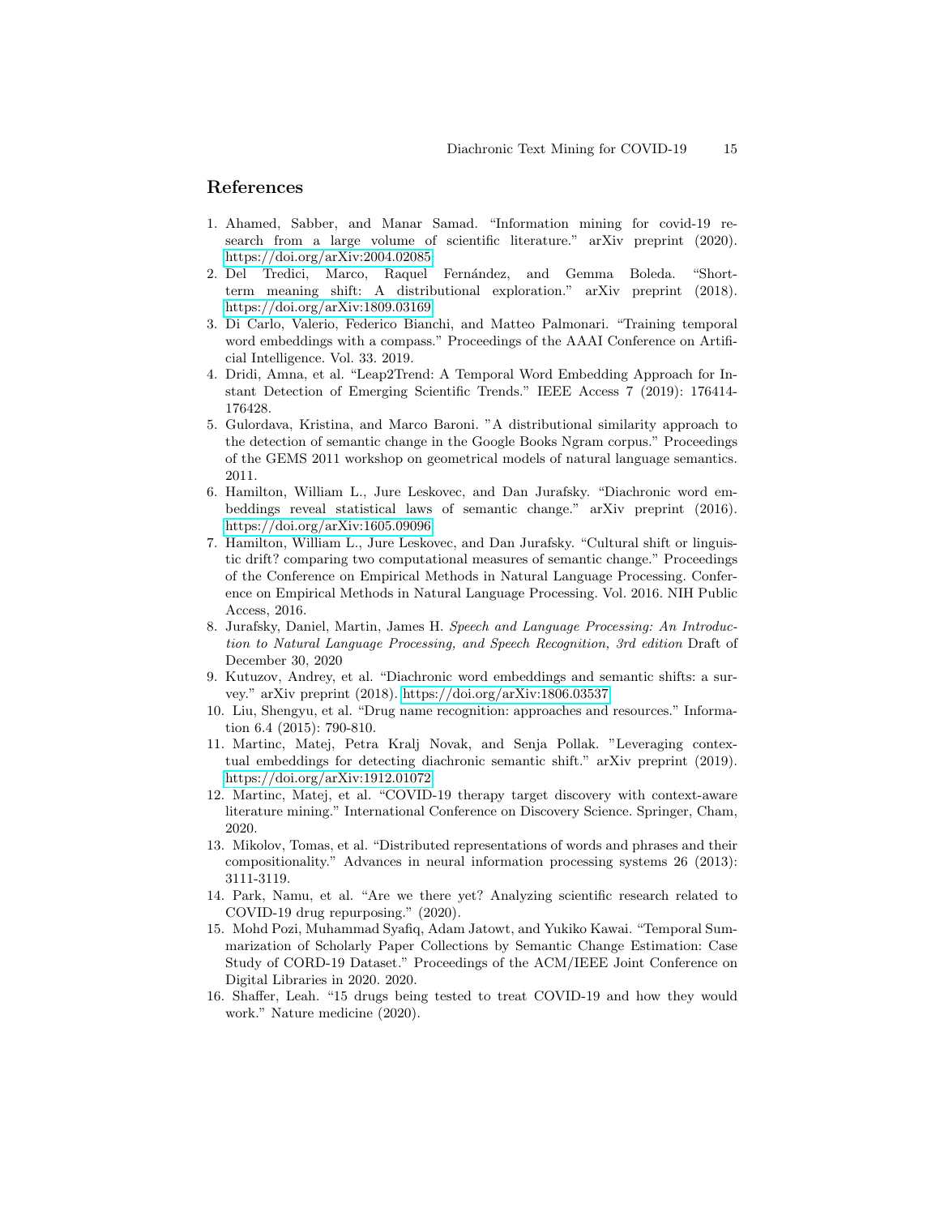## References

1. Ahamed, Sabber, and Manar Samad. “Information mining for covid-19 research from a large volume of scientific literature.” arXiv preprint (2020). https://doi.org/arXiv:2004.02085
2. Del Tredici, Marco, Raquel Fernández, and Gemma Boleda. “Short-term meaning shift: A distributional exploration.” arXiv preprint (2018). https://doi.org/arXiv:1809.03169
3. Di Carlo, Valerio, Federico Bianchi, and Matteo Palmonari. “Training temporal word embeddings with a compass.” Proceedings of the AAAI Conference on Artificial Intelligence. Vol. 33. 2019.
4. Dridi, Amna, et al. “Leap2Trend: A Temporal Word Embedding Approach for Instant Detection of Emerging Scientific Trends.” IEEE Access 7 (2019): 176414-176428.
5. Gulordava, Kristina, and Marco Baroni. ”A distributional similarity approach to the detection of semantic change in the Google Books Ngram corpus.” Proceedings of the GEMS 2011 workshop on geometrical models of natural language semantics. 2011.
6. Hamilton, William L., Jure Leskovec, and Dan Jurafsky. “Diachronic word embeddings reveal statistical laws of semantic change.” arXiv preprint (2016). https://doi.org/arXiv:1605.09096
7. Hamilton, William L., Jure Leskovec, and Dan Jurafsky. “Cultural shift or linguistic drift? comparing two computational measures of semantic change.” Proceedings of the Conference on Empirical Methods in Natural Language Processing. Conference on Empirical Methods in Natural Language Processing. Vol. 2016. NIH Public Access, 2016.
8. Jurafsky, Daniel, Martin, James H. *Speech and Language Processing: An Introduction to Natural Language Processing, and Speech Recognition, 3rd edition* Draft of December 30, 2020
9. Kutuzov, Andrey, et al. “Diachronic word embeddings and semantic shifts: a survey.” arXiv preprint (2018). https://doi.org/arXiv:1806.03537
10. Liu, Shengyu, et al. “Drug name recognition: approaches and resources.” Information 6.4 (2015): 790-810.
11. Martinc, Matej, Petra Kralj Novak, and Senja Pollak. ”Leveraging contextual embeddings for detecting diachronic semantic shift.” arXiv preprint (2019). https://doi.org/arXiv:1912.01072
12. Martinc, Matej, et al. “COVID-19 therapy target discovery with context-aware literature mining.” International Conference on Discovery Science. Springer, Cham, 2020.
13. Mikolov, Tomas, et al. “Distributed representations of words and phrases and their compositionality.” Advances in neural information processing systems 26 (2013): 3111-3119.
14. Park, Namu, et al. “Are we there yet? Analyzing scientific research related to COVID-19 drug repurposing.” (2020).
15. Mohd Pozi, Muhammad Syafiq, Adam Jatowt, and Yukiko Kawai. “Temporal Summarization of Scholarly Paper Collections by Semantic Change Estimation: Case Study of CORD-19 Dataset.” Proceedings of the ACM/IEEE Joint Conference on Digital Libraries in 2020. 2020.
16. Shaffer, Leah. “15 drugs being tested to treat COVID-19 and how they would work.” Nature medicine (2020).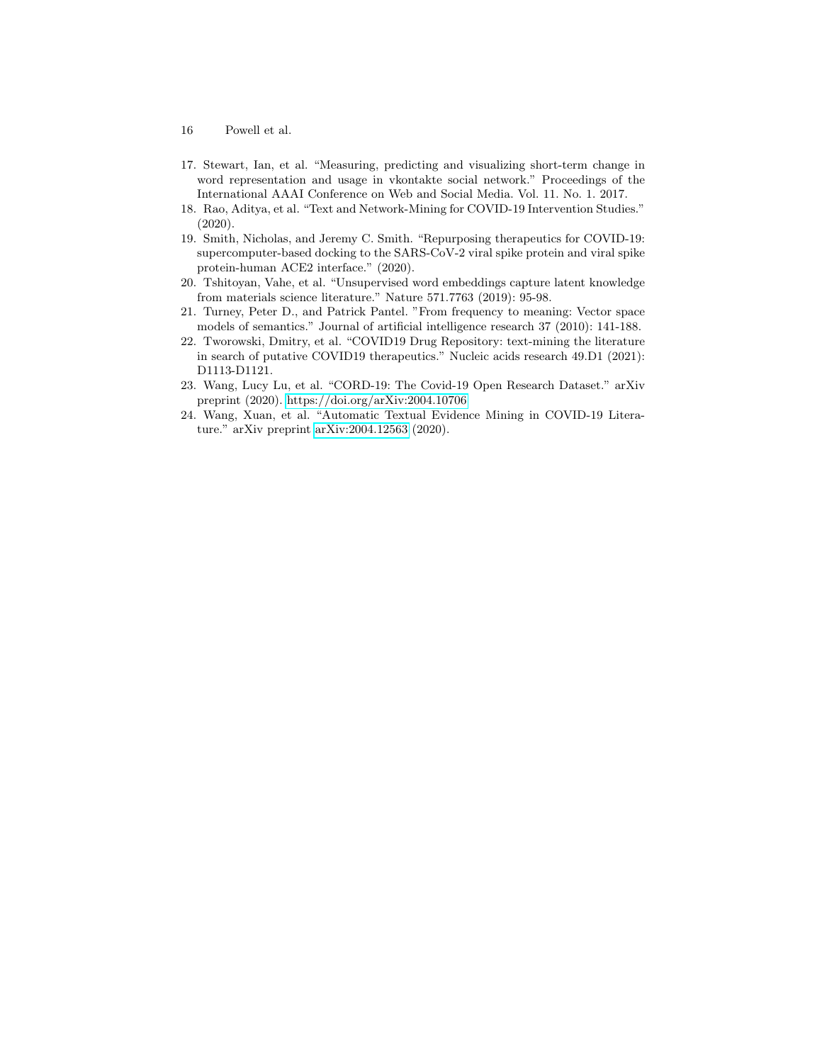17. Stewart, Ian, et al. "Measuring, predicting and visualizing short-term change in word representation and usage in vkontakte social network." Proceedings of the International AAAI Conference on Web and Social Media. Vol. 11. No. 1. 2017.
18. Rao, Aditya, et al. "Text and Network-Mining for COVID-19 Intervention Studies." (2020).
19. Smith, Nicholas, and Jeremy C. Smith. "Repurposing therapeutics for COVID-19: supercomputer-based docking to the SARS-CoV-2 viral spike protein and viral spike protein-human ACE2 interface." (2020).
20. Tshitoyan, Vahe, et al. "Unsupervised word embeddings capture latent knowledge from materials science literature." Nature 571.7763 (2019): 95-98.
21. Turney, Peter D., and Patrick Pantel. "From frequency to meaning: Vector space models of semantics." Journal of artificial intelligence research 37 (2010): 141-188.
22. Tworowski, Dmitry, et al. "COVID19 Drug Repository: text-mining the literature in search of putative COVID19 therapeutics." Nucleic acids research 49.D1 (2021): D1113-D1121.
23. Wang, Lucy Lu, et al. "CORD-19: The Covid-19 Open Research Dataset." arXiv preprint (2020). https://doi.org/arXiv:2004.10706
24. Wang, Xuan, et al. "Automatic Textual Evidence Mining in COVID-19 Literature." arXiv preprint arXiv:2004.12563 (2020).